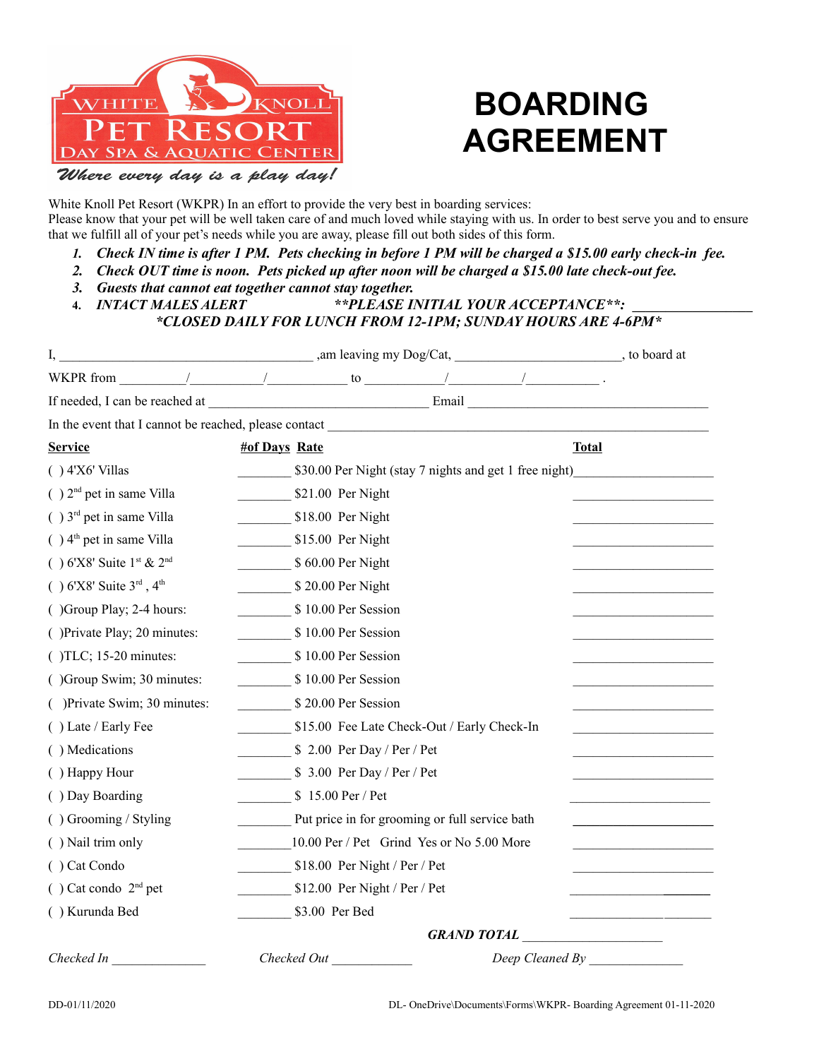WHITE KNOLL PET RESORT
DAY SPA & AQUATIC CENTER
*Where every day is a play day!*

# BOARDING AGREEMENT

White Knoll Pet Resort (WKPR) In an effort to provide the very best in boarding services:
Please know that your pet will be well taken care of and much loved while staying with us. In order to best serve you and to ensure that we fulfill all of your pet's needs while you are away, please fill out both sides of this form.

1. ***Check IN time is after 1 PM. Pets checking in before 1 PM will be charged a $15.00 early check-in fee.***
2. ***Check OUT time is noon. Pets picked up after noon will be charged a $15.00 late check-out fee.***
3. ***Guests that cannot eat together cannot stay together.***
4. ***INTACT MALES ALERT*** ***\*\*PLEASE INITIAL YOUR ACCEPTANCE\*\*:*** ________________

***\*CLOSED DAILY FOR LUNCH FROM 12-1PM; SUNDAY HOURS ARE 4-6PM\****

I, ______________________________________ ,am leaving my Dog/Cat, ________________________, to board at

WKPR from __________/__________/__________ to __________/__________/__________ .

If needed, I can be reached at ________________________________ Email ________________________________

In the event that I cannot be reached, please contact ______________________________________________________

| Service | #of Days | Rate | Total |
|---|---|---|---|
| ( ) 4'X6' Villas | ________ | $30.00 Per Night (stay 7 nights and get 1 free night) | ____________ |
| ( ) 2nd pet in same Villa | ________ | $21.00 Per Night | ____________ |
| ( ) 3rd pet in same Villa | ________ | $18.00 Per Night | ____________ |
| ( ) 4th pet in same Villa | ________ | $15.00 Per Night | ____________ |
| ( ) 6'X8' Suite 1st & 2nd | ________ | $ 60.00 Per Night | ____________ |
| ( ) 6'X8' Suite 3rd , 4th | ________ | $ 20.00 Per Night | ____________ |
| ( )Group Play; 2-4 hours: | ________ | $ 10.00 Per Session | ____________ |
| ( )Private Play; 20 minutes: | ________ | $ 10.00 Per Session | ____________ |
| ( )TLC; 15-20 minutes: | ________ | $ 10.00 Per Session | ____________ |
| ( )Group Swim; 30 minutes: | ________ | $ 10.00 Per Session | ____________ |
| ( )Private Swim; 30 minutes: | ________ | $ 20.00 Per Session | ____________ |
| ( ) Late / Early Fee | ________ | $15.00 Fee Late Check-Out / Early Check-In | ____________ |
| ( ) Medications | ________ | $ 2.00 Per Day / Per / Pet | ____________ |
| ( ) Happy Hour | ________ | $ 3.00 Per Day / Per / Pet | ____________ |
| ( ) Day Boarding | ________ | $ 15.00 Per / Pet | ____________ |
| ( ) Grooming / Styling | ________ | Put price in for grooming or full service bath | ____________ |
| ( ) Nail trim only | ________ | 10.00 Per / Pet Grind Yes or No 5.00 More | ____________ |
| ( ) Cat Condo | ________ | $18.00 Per Night / Per / Pet | ____________ |
| ( ) Cat condo 2nd pet | ________ | $12.00 Per Night / Per / Pet | ____________ |
| ( ) Kurunda Bed | ________ | $3.00 Per Bed | ____________ |

***GRAND TOTAL*** ____________________

*Checked In* ______________ *Checked Out* ____________ *Deep Cleaned By* ______________

DD-01/11/2020 DL- OneDrive\Documents\Forms\WKPR- Boarding Agreement 01-11-2020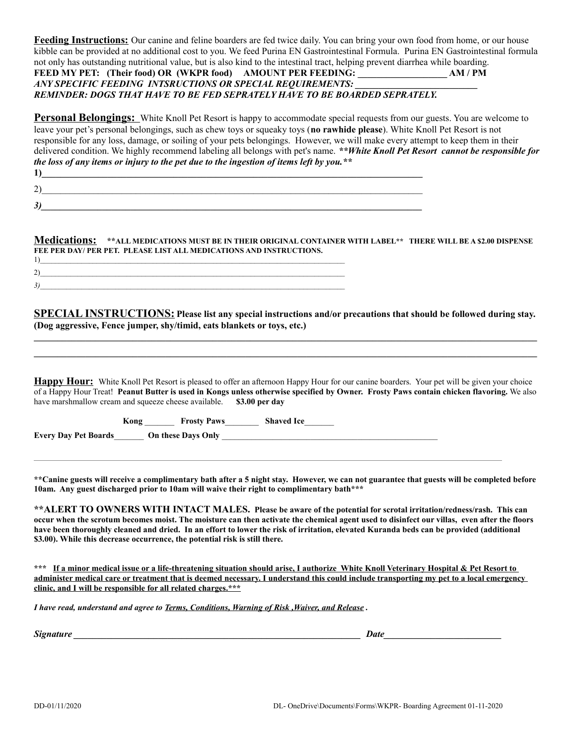**Feeding Instructions:** Our canine and feline boarders are fed twice daily. You can bring your own food from home, or our house kibble can be provided at no additional cost to you. We feed Purina EN Gastrointestinal Formula. Purina EN Gastrointestinal formula not only has outstanding nutritional value, but is also kind to the intestinal tract, helping prevent diarrhea while boarding.

**FEED MY PET: (Their food) OR (WKPR food) AMOUNT PER FEEDING: ___________________ AM / PM**

***ANY SPECIFIC FEEDING INTSRUCTIONS OR SPECIAL REQUIREMENTS: __________________________***

***REMINDER: DOGS THAT HAVE TO BE FED SEPRATELY HAVE TO BE BOARDED SEPRATELY.***

**Personal Belongings:** White Knoll Pet Resort is happy to accommodate special requests from our guests. You are welcome to leave your pet's personal belongings, such as chew toys or squeaky toys (**no rawhide please**). White Knoll Pet Resort is not responsible for any loss, damage, or soiling of your pets belongings. However, we will make every attempt to keep them in their delivered condition. We highly recommend labeling all belongs with pet's name. ***\*\*White Knoll Pet Resort cannot be responsible for the loss of any items or injury to the pet due to the ingestion of items left by you.\*\****

**1)**_______________________________________________________________________________

2)_______________________________________________________________________________

***3)***_______________________________________________________________________________

**Medications:** **\*\*ALL MEDICATIONS MUST BE IN THEIR ORIGINAL CONTAINER WITH LABEL\*\* THERE WILL BE A $2.00 DISPENSE FEE PER DAY/ PER PET. PLEASE LIST ALL MEDICATIONS AND INSTRUCTIONS.**

1)_______________________________________________________________________________

2)_______________________________________________________________________________

*3)*_______________________________________________________________________________

**SPECIAL INSTRUCTIONS: Please list any special instructions and/or precautions that should be followed during stay. (Dog aggressive, Fence jumper, shy/timid, eats blankets or toys, etc.)**

_______________________________________________________________________________________________

_______________________________________________________________________________________________

**Happy Hour:** White Knoll Pet Resort is pleased to offer an afternoon Happy Hour for our canine boarders. Your pet will be given your choice of a Happy Hour Treat! **Peanut Butter is used in Kongs unless otherwise specified by Owner. Frosty Paws contain chicken flavoring.** We also have marshmallow cream and squeeze cheese available. **$3.00 per day**

**Kong** _______ **Frosty Paws**________ **Shaved Ice**_______

**Every Day Pet Boards**_______ **On these Days Only** _____________________________________________________

**\*\*Canine guests will receive a complimentary bath after a 5 night stay. However, we can not guarantee that guests will be completed before 10am. Any guest discharged prior to 10am will waive their right to complimentary bath\*\*\***

**\*\*ALERT TO OWNERS WITH INTACT MALES. Please be aware of the potential for scrotal irritation/redness/rash. This can occur when the scrotum becomes moist. The moisture can then activate the chemical agent used to disinfect our villas, even after the floors have been thoroughly cleaned and dried. In an effort to lower the risk of irritation, elevated Kuranda beds can be provided (additional $3.00). While this decrease occurrence, the potential risk is still there.**

**\*\*\* <u>If a minor medical issue or a life-threatening situation should arise, I authorize White Knoll Veterinary Hospital & Pet Resort to administer medical care or treatment that is deemed necessary. I understand this could include transporting my pet to a local emergency clinic, and I will be responsible for all related charges.\*\*\*</u>**

***I have read, understand and agree to <u>Terms, Conditions, Warning of Risk ,Waiver, and Release</u> .***

***Signature*** ______________________________________________________ ***Date***__________________________

DD-01/11/2020

DL- OneDrive\Documents\Forms\WKPR- Boarding Agreement 01-11-2020